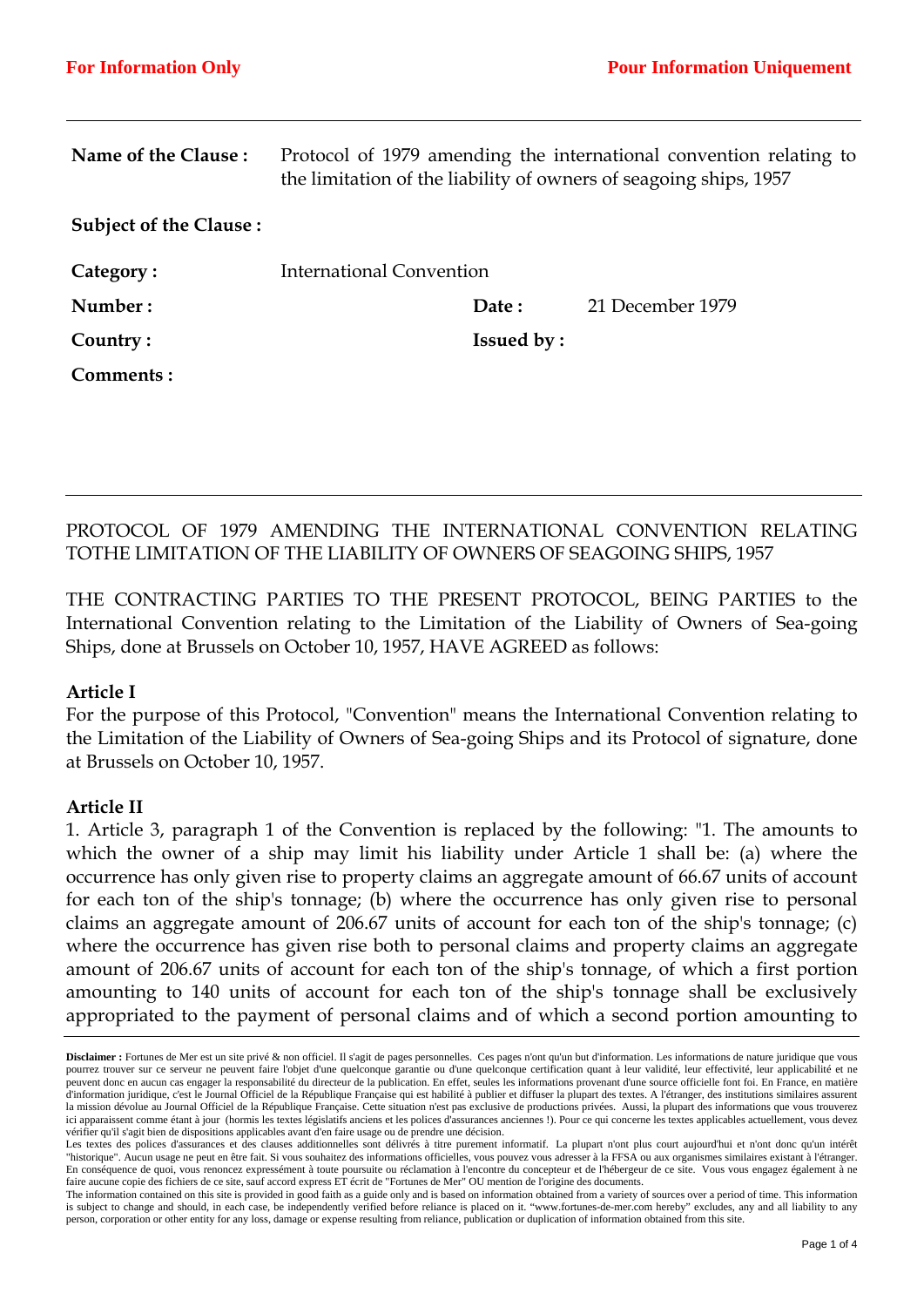**For Information Only** **Pour Information Uniquement**

| | | | |
|---|---|---|---|
| **Name of the Clause :** | Protocol of 1979 amending the international convention relating to the limitation of the liability of owners of seagoing ships, 1957 | | |
| **Subject of the Clause :** | | | |
| **Category :** | International Convention | | |
| **Number :** | | **Date :** | 21 December 1979 |
| **Country :** | | **Issued by :** | |
| **Comments :** | | | |

PROTOCOL OF 1979 AMENDING THE INTERNATIONAL CONVENTION RELATING TOTHE LIMITATION OF THE LIABILITY OF OWNERS OF SEAGOING SHIPS, 1957

THE CONTRACTING PARTIES TO THE PRESENT PROTOCOL, BEING PARTIES to the International Convention relating to the Limitation of the Liability of Owners of Sea-going Ships, done at Brussels on October 10, 1957, HAVE AGREED as follows:

**Article I**

For the purpose of this Protocol, "Convention" means the International Convention relating to the Limitation of the Liability of Owners of Sea-going Ships and its Protocol of signature, done at Brussels on October 10, 1957.

**Article II**

1. Article 3, paragraph 1 of the Convention is replaced by the following: "1. The amounts to which the owner of a ship may limit his liability under Article 1 shall be: (a) where the occurrence has only given rise to property claims an aggregate amount of 66.67 units of account for each ton of the ship's tonnage; (b) where the occurrence has only given rise to personal claims an aggregate amount of 206.67 units of account for each ton of the ship's tonnage; (c) where the occurrence has given rise both to personal claims and property claims an aggregate amount of 206.67 units of account for each ton of the ship's tonnage, of which a first portion amounting to 140 units of account for each ton of the ship's tonnage shall be exclusively appropriated to the payment of personal claims and of which a second portion amounting to

**Disclaimer :** Fortunes de Mer est un site privé & non officiel. Il s'agit de pages personnelles. Ces pages n'ont qu'un but d'information. Les informations de nature juridique que vous pourrez trouver sur ce serveur ne peuvent faire l'objet d'une quelconque garantie ou d'une quelconque certification quant à leur validité, leur effectivité, leur applicabilité et ne peuvent donc en aucun cas engager la responsabilité du directeur de la publication. En effet, seules les informations provenant d'une source officielle font foi. En France, en matière d'information juridique, c'est le Journal Officiel de la République Française qui est habilité à publier et diffuser la plupart des textes. A l'étranger, des institutions similaires assurent la mission dévolue au Journal Officiel de la République Française. Cette situation n'est pas exclusive de productions privées. Aussi, la plupart des informations que vous trouverez ici apparaissent comme étant à jour (hormis les textes législatifs anciens et les polices d'assurances anciennes !). Pour ce qui concerne les textes applicables actuellement, vous devez vérifier qu'il s'agit bien de dispositions applicables avant d'en faire usage ou de prendre une décision.
Les textes des polices d'assurances et des clauses additionnelles sont délivrés à titre purement informatif. La plupart n'ont plus court aujourd'hui et n'ont donc qu'un intérêt "historique". Aucun usage ne peut en être fait. Si vous souhaitez des informations officielles, vous pouvez vous adresser à la FFSA ou aux organismes similaires existant à l'étranger. En conséquence de quoi, vous renoncez expressément à toute poursuite ou réclamation à l'encontre du concepteur et de l'hébergeur de ce site. Vous vous engagez également à ne faire aucune copie des fichiers de ce site, sauf accord express ET écrit de "Fortunes de Mer" OU mention de l'origine des documents.
The information contained on this site is provided in good faith as a guide only and is based on information obtained from a variety of sources over a period of time. This information is subject to change and should, in each case, be independently verified before reliance is placed on it. "www.fortunes-de-mer.com hereby" excludes, any and all liability to any person, corporation or other entity for any loss, damage or expense resulting from reliance, publication or duplication of information obtained from this site.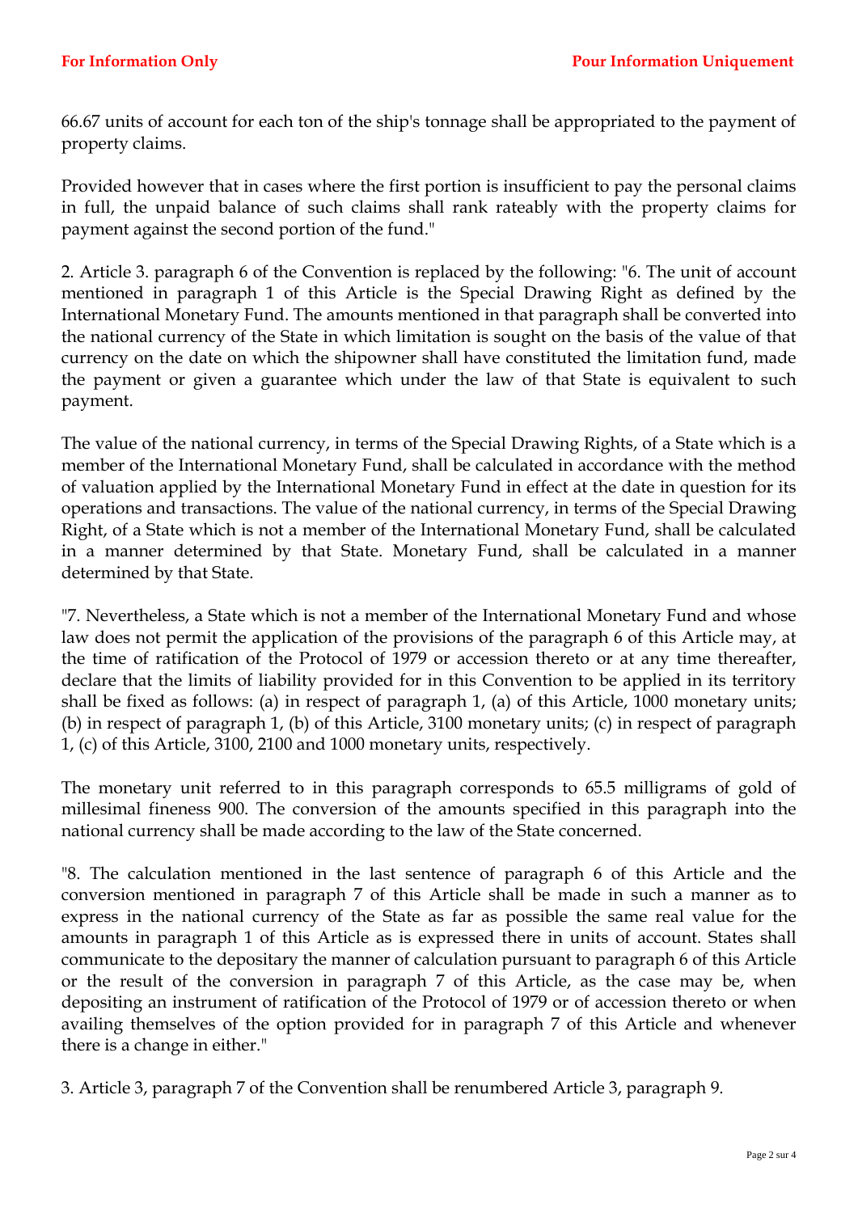66.67 units of account for each ton of the ship's tonnage shall be appropriated to the payment of property claims.

Provided however that in cases where the first portion is insufficient to pay the personal claims in full, the unpaid balance of such claims shall rank rateably with the property claims for payment against the second portion of the fund."

2. Article 3. paragraph 6 of the Convention is replaced by the following: "6. The unit of account mentioned in paragraph 1 of this Article is the Special Drawing Right as defined by the International Monetary Fund. The amounts mentioned in that paragraph shall be converted into the national currency of the State in which limitation is sought on the basis of the value of that currency on the date on which the shipowner shall have constituted the limitation fund, made the payment or given a guarantee which under the law of that State is equivalent to such payment.

The value of the national currency, in terms of the Special Drawing Rights, of a State which is a member of the International Monetary Fund, shall be calculated in accordance with the method of valuation applied by the International Monetary Fund in effect at the date in question for its operations and transactions. The value of the national currency, in terms of the Special Drawing Right, of a State which is not a member of the International Monetary Fund, shall be calculated in a manner determined by that State. Monetary Fund, shall be calculated in a manner determined by that State.

"7. Nevertheless, a State which is not a member of the International Monetary Fund and whose law does not permit the application of the provisions of the paragraph 6 of this Article may, at the time of ratification of the Protocol of 1979 or accession thereto or at any time thereafter, declare that the limits of liability provided for in this Convention to be applied in its territory shall be fixed as follows: (a) in respect of paragraph 1, (a) of this Article, 1000 monetary units; (b) in respect of paragraph 1, (b) of this Article, 3100 monetary units; (c) in respect of paragraph 1, (c) of this Article, 3100, 2100 and 1000 monetary units, respectively.

The monetary unit referred to in this paragraph corresponds to 65.5 milligrams of gold of millesimal fineness 900. The conversion of the amounts specified in this paragraph into the national currency shall be made according to the law of the State concerned.

"8. The calculation mentioned in the last sentence of paragraph 6 of this Article and the conversion mentioned in paragraph 7 of this Article shall be made in such a manner as to express in the national currency of the State as far as possible the same real value for the amounts in paragraph 1 of this Article as is expressed there in units of account. States shall communicate to the depositary the manner of calculation pursuant to paragraph 6 of this Article or the result of the conversion in paragraph 7 of this Article, as the case may be, when depositing an instrument of ratification of the Protocol of 1979 or of accession thereto or when availing themselves of the option provided for in paragraph 7 of this Article and whenever there is a change in either."

3. Article 3, paragraph 7 of the Convention shall be renumbered Article 3, paragraph 9.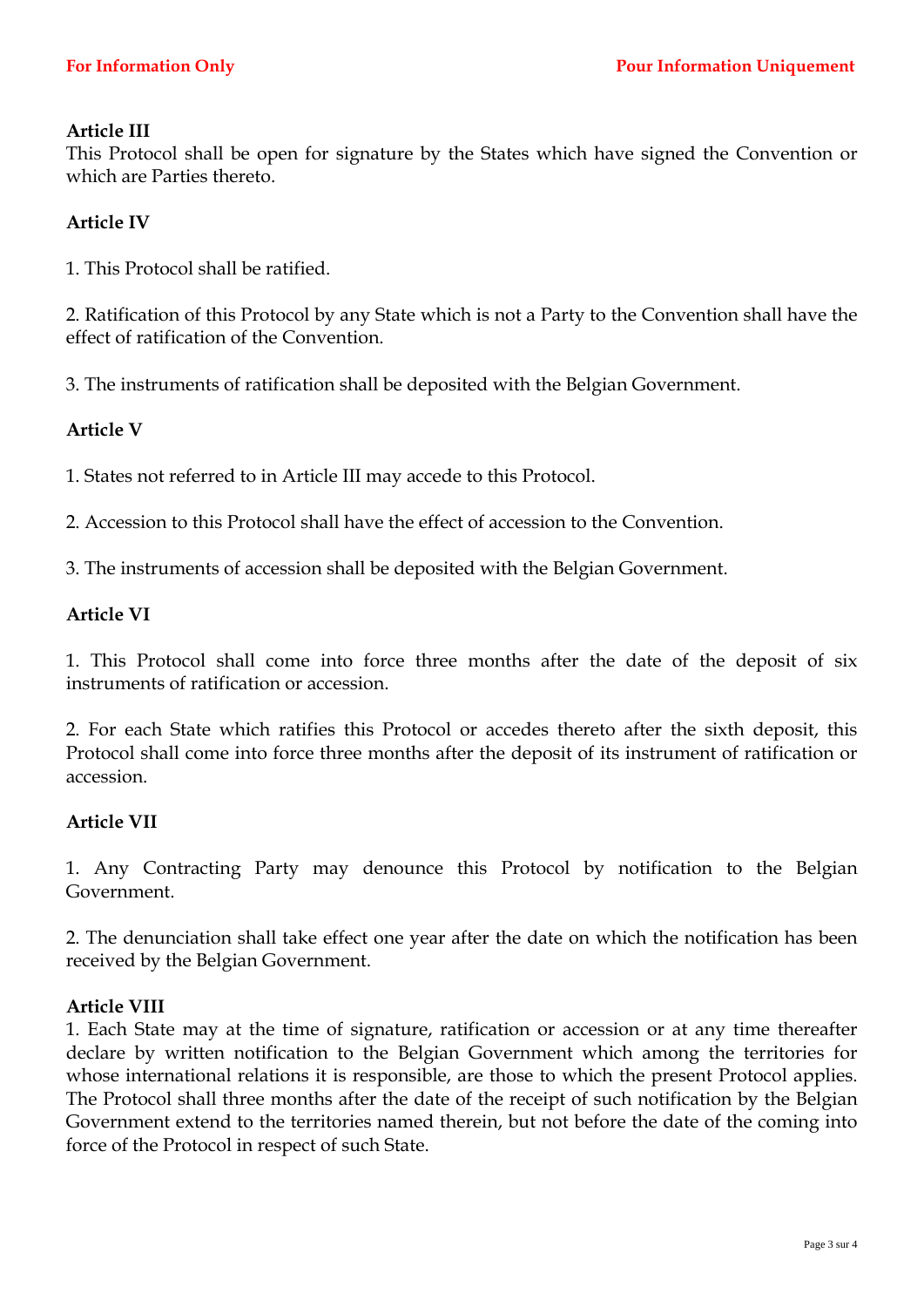**Article III**

This Protocol shall be open for signature by the States which have signed the Convention or which are Parties thereto.

**Article IV**

1. This Protocol shall be ratified.

2. Ratification of this Protocol by any State which is not a Party to the Convention shall have the effect of ratification of the Convention.

3. The instruments of ratification shall be deposited with the Belgian Government.

**Article V**

1. States not referred to in Article III may accede to this Protocol.

2. Accession to this Protocol shall have the effect of accession to the Convention.

3. The instruments of accession shall be deposited with the Belgian Government.

**Article VI**

1. This Protocol shall come into force three months after the date of the deposit of six instruments of ratification or accession.

2. For each State which ratifies this Protocol or accedes thereto after the sixth deposit, this Protocol shall come into force three months after the deposit of its instrument of ratification or accession.

**Article VII**

1. Any Contracting Party may denounce this Protocol by notification to the Belgian Government.

2. The denunciation shall take effect one year after the date on which the notification has been received by the Belgian Government.

**Article VIII**

1. Each State may at the time of signature, ratification or accession or at any time thereafter declare by written notification to the Belgian Government which among the territories for whose international relations it is responsible, are those to which the present Protocol applies. The Protocol shall three months after the date of the receipt of such notification by the Belgian Government extend to the territories named therein, but not before the date of the coming into force of the Protocol in respect of such State.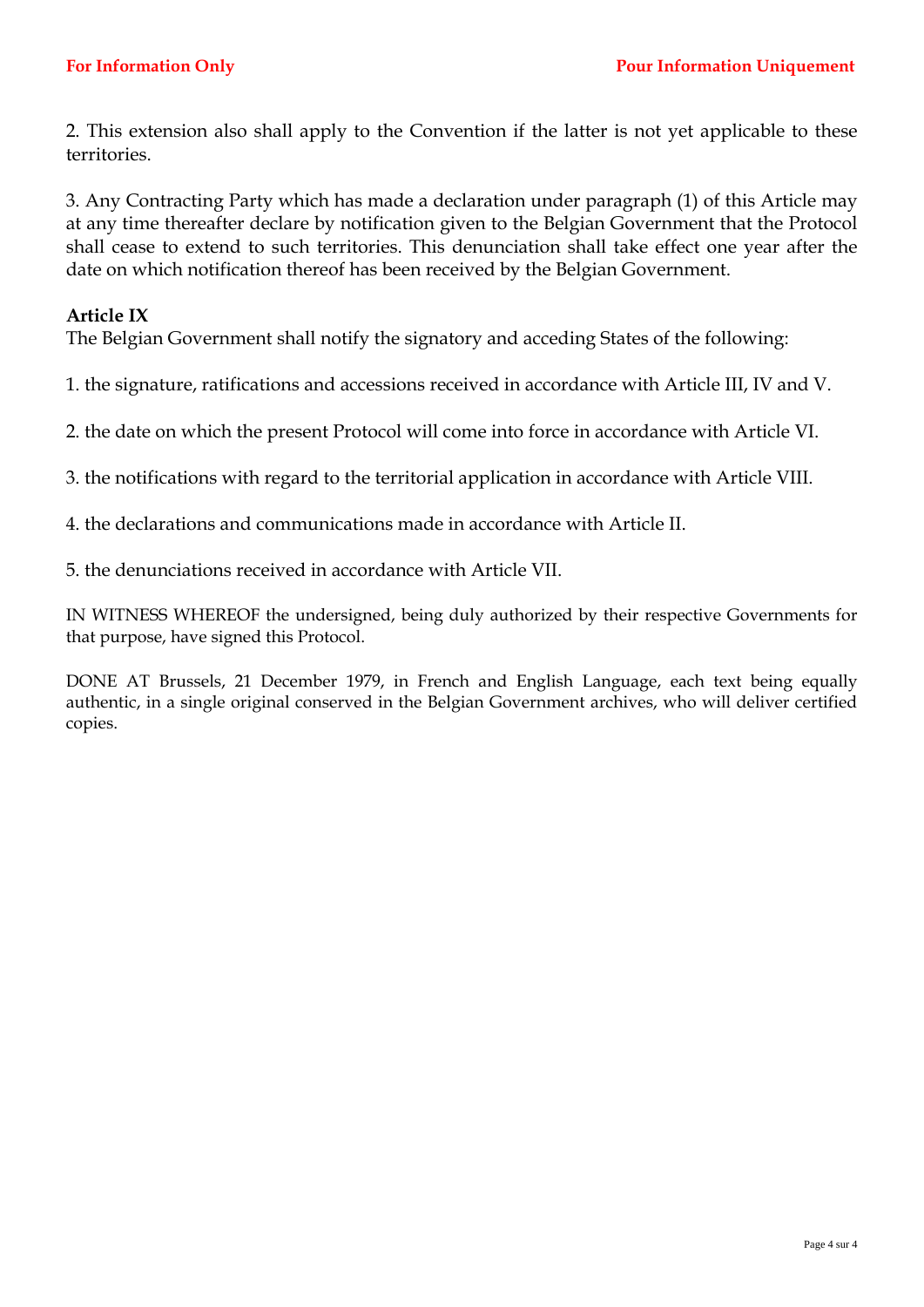2. This extension also shall apply to the Convention if the latter is not yet applicable to these territories.

3. Any Contracting Party which has made a declaration under paragraph (1) of this Article may at any time thereafter declare by notification given to the Belgian Government that the Protocol shall cease to extend to such territories. This denunciation shall take effect one year after the date on which notification thereof has been received by the Belgian Government.

**Article IX**

The Belgian Government shall notify the signatory and acceding States of the following:

1. the signature, ratifications and accessions received in accordance with Article III, IV and V.

2. the date on which the present Protocol will come into force in accordance with Article VI.

3. the notifications with regard to the territorial application in accordance with Article VIII.

4. the declarations and communications made in accordance with Article II.

5. the denunciations received in accordance with Article VII.

IN WITNESS WHEREOF the undersigned, being duly authorized by their respective Governments for that purpose, have signed this Protocol.

DONE AT Brussels, 21 December 1979, in French and English Language, each text being equally authentic, in a single original conserved in the Belgian Government archives, who will deliver certified copies.